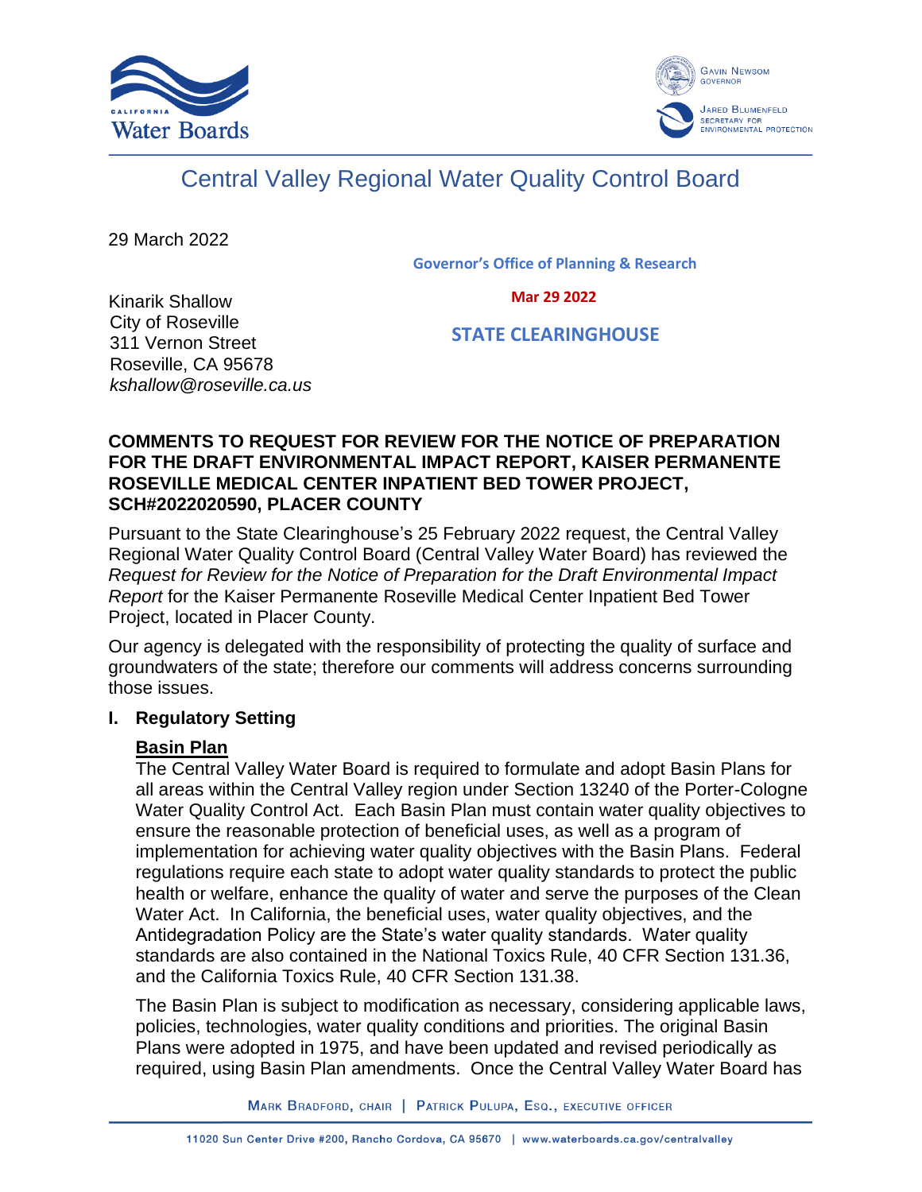# Central Valley Regional Water Quality Control Board

29 March 2022

**Governor's Office of Planning & Research**

**Mar 29 2022**

**STATE CLEARINGHOUSE**

Kinarik Shallow
City of Roseville
311 Vernon Street
Roseville, CA 95678
*kshallow@roseville.ca.us*

**COMMENTS TO REQUEST FOR REVIEW FOR THE NOTICE OF PREPARATION FOR THE DRAFT ENVIRONMENTAL IMPACT REPORT, KAISER PERMANENTE ROSEVILLE MEDICAL CENTER INPATIENT BED TOWER PROJECT, SCH#2022020590, PLACER COUNTY**

Pursuant to the State Clearinghouse's 25 February 2022 request, the Central Valley Regional Water Quality Control Board (Central Valley Water Board) has reviewed the *Request for Review for the Notice of Preparation for the Draft Environmental Impact Report* for the Kaiser Permanente Roseville Medical Center Inpatient Bed Tower Project, located in Placer County.

Our agency is delegated with the responsibility of protecting the quality of surface and groundwaters of the state; therefore our comments will address concerns surrounding those issues.

## I. Regulatory Setting

### Basin Plan

The Central Valley Water Board is required to formulate and adopt Basin Plans for all areas within the Central Valley region under Section 13240 of the Porter-Cologne Water Quality Control Act. Each Basin Plan must contain water quality objectives to ensure the reasonable protection of beneficial uses, as well as a program of implementation for achieving water quality objectives with the Basin Plans. Federal regulations require each state to adopt water quality standards to protect the public health or welfare, enhance the quality of water and serve the purposes of the Clean Water Act. In California, the beneficial uses, water quality objectives, and the Antidegradation Policy are the State's water quality standards. Water quality standards are also contained in the National Toxics Rule, 40 CFR Section 131.36, and the California Toxics Rule, 40 CFR Section 131.38.

The Basin Plan is subject to modification as necessary, considering applicable laws, policies, technologies, water quality conditions and priorities. The original Basin Plans were adopted in 1975, and have been updated and revised periodically as required, using Basin Plan amendments. Once the Central Valley Water Board has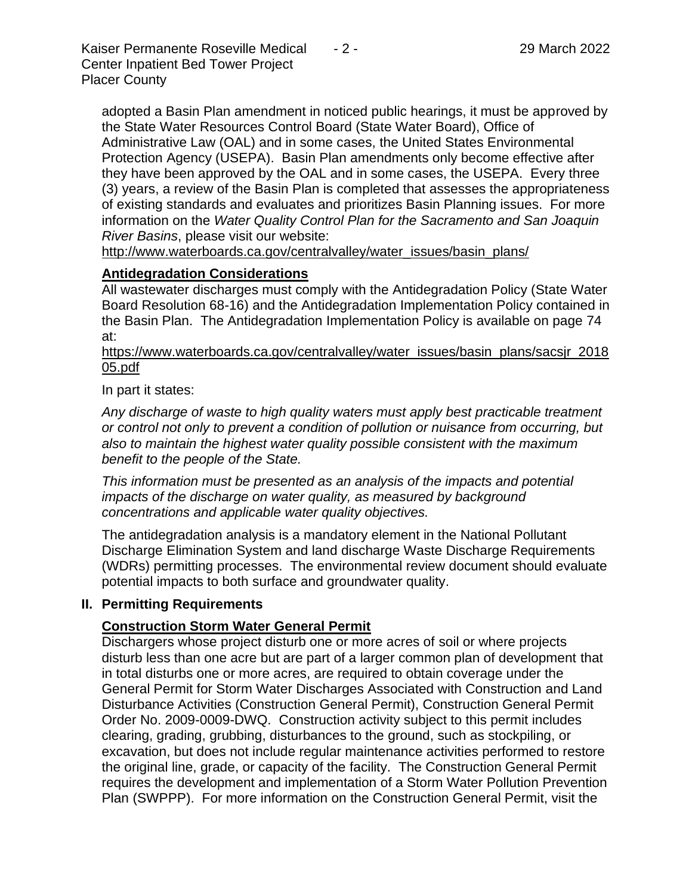adopted a Basin Plan amendment in noticed public hearings, it must be approved by the State Water Resources Control Board (State Water Board), Office of Administrative Law (OAL) and in some cases, the United States Environmental Protection Agency (USEPA). Basin Plan amendments only become effective after they have been approved by the OAL and in some cases, the USEPA. Every three (3) years, a review of the Basin Plan is completed that assesses the appropriateness of existing standards and evaluates and prioritizes Basin Planning issues. For more information on the *Water Quality Control Plan for the Sacramento and San Joaquin River Basins*, please visit our website:
http://www.waterboards.ca.gov/centralvalley/water_issues/basin_plans/

**Antidegradation Considerations**

All wastewater discharges must comply with the Antidegradation Policy (State Water Board Resolution 68-16) and the Antidegradation Implementation Policy contained in the Basin Plan. The Antidegradation Implementation Policy is available on page 74 at:
https://www.waterboards.ca.gov/centralvalley/water_issues/basin_plans/sacsjr_201805.pdf

In part it states:

*Any discharge of waste to high quality waters must apply best practicable treatment or control not only to prevent a condition of pollution or nuisance from occurring, but also to maintain the highest water quality possible consistent with the maximum benefit to the people of the State.*

*This information must be presented as an analysis of the impacts and potential impacts of the discharge on water quality, as measured by background concentrations and applicable water quality objectives.*

The antidegradation analysis is a mandatory element in the National Pollutant Discharge Elimination System and land discharge Waste Discharge Requirements (WDRs) permitting processes. The environmental review document should evaluate potential impacts to both surface and groundwater quality.

## II. Permitting Requirements

**Construction Storm Water General Permit**

Dischargers whose project disturb one or more acres of soil or where projects disturb less than one acre but are part of a larger common plan of development that in total disturbs one or more acres, are required to obtain coverage under the General Permit for Storm Water Discharges Associated with Construction and Land Disturbance Activities (Construction General Permit), Construction General Permit Order No. 2009-0009-DWQ. Construction activity subject to this permit includes clearing, grading, grubbing, disturbances to the ground, such as stockpiling, or excavation, but does not include regular maintenance activities performed to restore the original line, grade, or capacity of the facility. The Construction General Permit requires the development and implementation of a Storm Water Pollution Prevention Plan (SWPPP). For more information on the Construction General Permit, visit the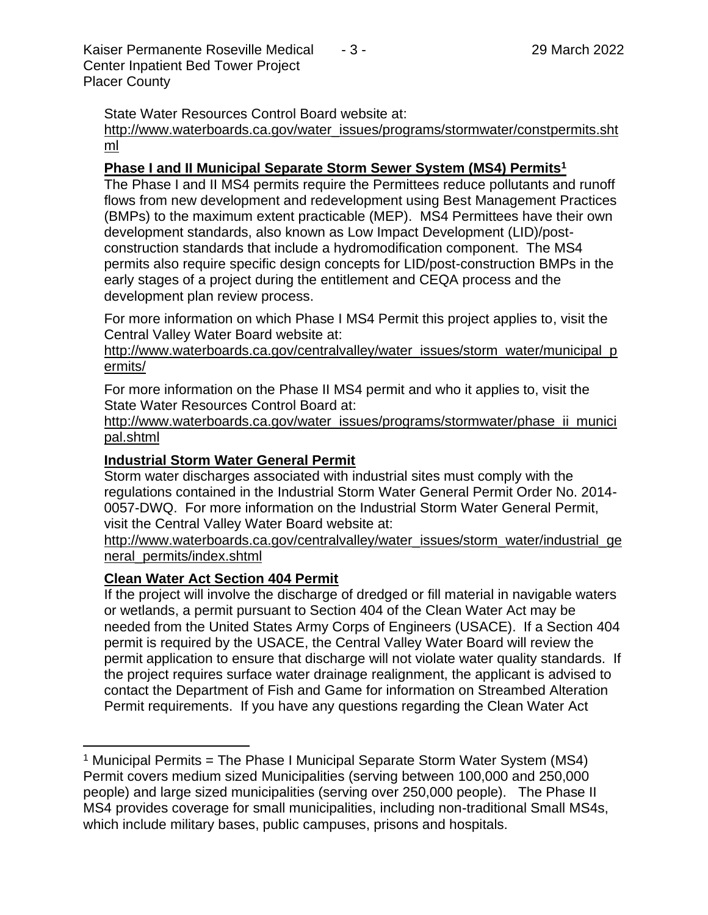State Water Resources Control Board website at: http://www.waterboards.ca.gov/water_issues/programs/stormwater/constpermits.shtml

**Phase I and II Municipal Separate Storm Sewer System (MS4) Permits[1]**

The Phase I and II MS4 permits require the Permittees reduce pollutants and runoff flows from new development and redevelopment using Best Management Practices (BMPs) to the maximum extent practicable (MEP). MS4 Permittees have their own development standards, also known as Low Impact Development (LID)/post-construction standards that include a hydromodification component. The MS4 permits also require specific design concepts for LID/post-construction BMPs in the early stages of a project during the entitlement and CEQA process and the development plan review process.

For more information on which Phase I MS4 Permit this project applies to, visit the Central Valley Water Board website at:
http://www.waterboards.ca.gov/centralvalley/water_issues/storm_water/municipal_permits/

For more information on the Phase II MS4 permit and who it applies to, visit the State Water Resources Control Board at:
http://www.waterboards.ca.gov/water_issues/programs/stormwater/phase_ii_municipal.shtml

**Industrial Storm Water General Permit**

Storm water discharges associated with industrial sites must comply with the regulations contained in the Industrial Storm Water General Permit Order No. 2014-0057-DWQ. For more information on the Industrial Storm Water General Permit, visit the Central Valley Water Board website at:
http://www.waterboards.ca.gov/centralvalley/water_issues/storm_water/industrial_general_permits/index.shtml

**Clean Water Act Section 404 Permit**

If the project will involve the discharge of dredged or fill material in navigable waters or wetlands, a permit pursuant to Section 404 of the Clean Water Act may be needed from the United States Army Corps of Engineers (USACE). If a Section 404 permit is required by the USACE, the Central Valley Water Board will review the permit application to ensure that discharge will not violate water quality standards. If the project requires surface water drainage realignment, the applicant is advised to contact the Department of Fish and Game for information on Streambed Alteration Permit requirements. If you have any questions regarding the Clean Water Act

---

[1] Municipal Permits = The Phase I Municipal Separate Storm Water System (MS4) Permit covers medium sized Municipalities (serving between 100,000 and 250,000 people) and large sized municipalities (serving over 250,000 people). The Phase II MS4 provides coverage for small municipalities, including non-traditional Small MS4s, which include military bases, public campuses, prisons and hospitals.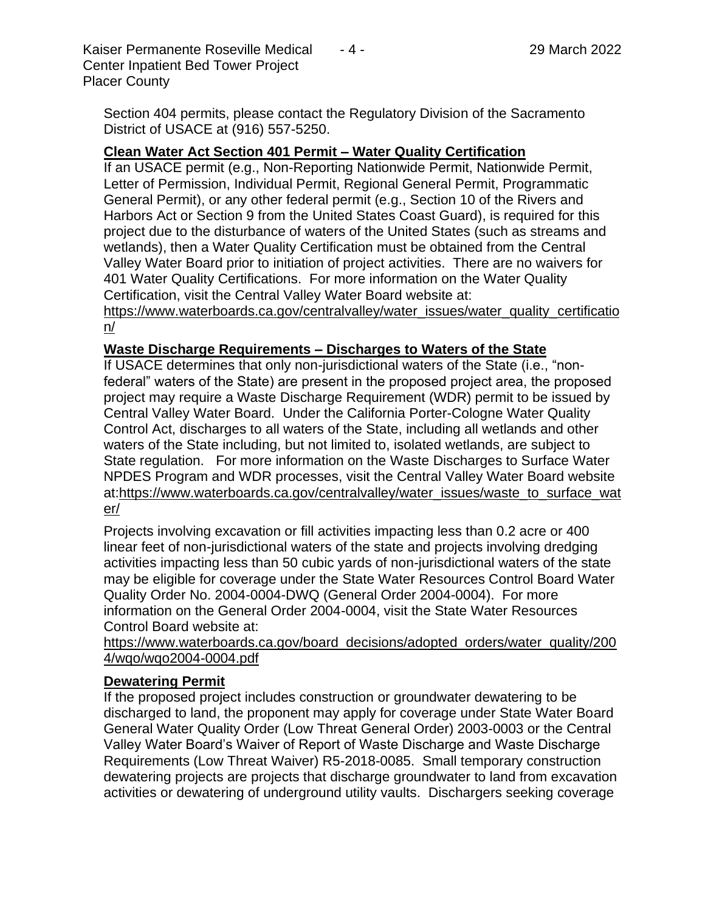Section 404 permits, please contact the Regulatory Division of the Sacramento District of USACE at (916) 557-5250.

**Clean Water Act Section 401 Permit – Water Quality Certification**

If an USACE permit (e.g., Non-Reporting Nationwide Permit, Nationwide Permit, Letter of Permission, Individual Permit, Regional General Permit, Programmatic General Permit), or any other federal permit (e.g., Section 10 of the Rivers and Harbors Act or Section 9 from the United States Coast Guard), is required for this project due to the disturbance of waters of the United States (such as streams and wetlands), then a Water Quality Certification must be obtained from the Central Valley Water Board prior to initiation of project activities. There are no waivers for 401 Water Quality Certifications. For more information on the Water Quality Certification, visit the Central Valley Water Board website at: https://www.waterboards.ca.gov/centralvalley/water_issues/water_quality_certification/

**Waste Discharge Requirements – Discharges to Waters of the State**

If USACE determines that only non-jurisdictional waters of the State (i.e., "non-federal" waters of the State) are present in the proposed project area, the proposed project may require a Waste Discharge Requirement (WDR) permit to be issued by Central Valley Water Board. Under the California Porter-Cologne Water Quality Control Act, discharges to all waters of the State, including all wetlands and other waters of the State including, but not limited to, isolated wetlands, are subject to State regulation. For more information on the Waste Discharges to Surface Water NPDES Program and WDR processes, visit the Central Valley Water Board website at:https://www.waterboards.ca.gov/centralvalley/water_issues/waste_to_surface_water/

Projects involving excavation or fill activities impacting less than 0.2 acre or 400 linear feet of non-jurisdictional waters of the state and projects involving dredging activities impacting less than 50 cubic yards of non-jurisdictional waters of the state may be eligible for coverage under the State Water Resources Control Board Water Quality Order No. 2004-0004-DWQ (General Order 2004-0004). For more information on the General Order 2004-0004, visit the State Water Resources Control Board website at: https://www.waterboards.ca.gov/board_decisions/adopted_orders/water_quality/2004/wqo/wqo2004-0004.pdf

**Dewatering Permit**

If the proposed project includes construction or groundwater dewatering to be discharged to land, the proponent may apply for coverage under State Water Board General Water Quality Order (Low Threat General Order) 2003-0003 or the Central Valley Water Board's Waiver of Report of Waste Discharge and Waste Discharge Requirements (Low Threat Waiver) R5-2018-0085. Small temporary construction dewatering projects are projects that discharge groundwater to land from excavation activities or dewatering of underground utility vaults. Dischargers seeking coverage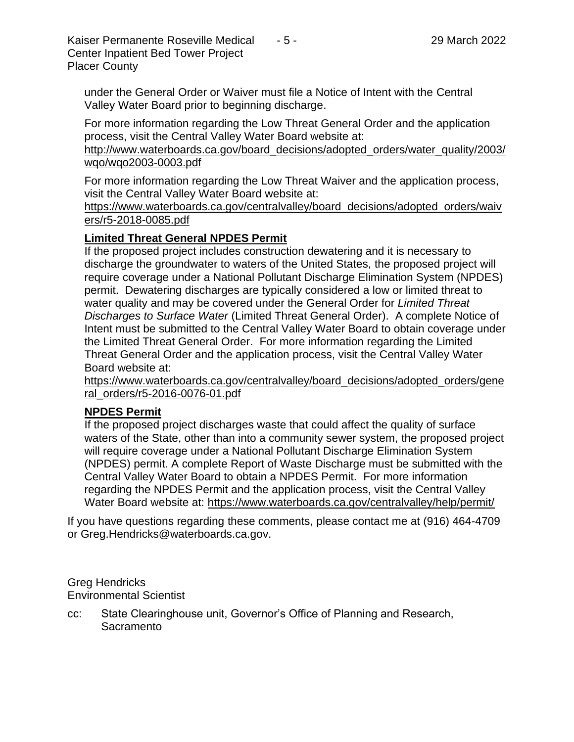under the General Order or Waiver must file a Notice of Intent with the Central Valley Water Board prior to beginning discharge.

For more information regarding the Low Threat General Order and the application process, visit the Central Valley Water Board website at: http://www.waterboards.ca.gov/board_decisions/adopted_orders/water_quality/2003/wqo/wqo2003-0003.pdf

For more information regarding the Low Threat Waiver and the application process, visit the Central Valley Water Board website at: https://www.waterboards.ca.gov/centralvalley/board_decisions/adopted_orders/waivers/r5-2018-0085.pdf

**Limited Threat General NPDES Permit**

If the proposed project includes construction dewatering and it is necessary to discharge the groundwater to waters of the United States, the proposed project will require coverage under a National Pollutant Discharge Elimination System (NPDES) permit. Dewatering discharges are typically considered a low or limited threat to water quality and may be covered under the General Order for *Limited Threat Discharges to Surface Water* (Limited Threat General Order). A complete Notice of Intent must be submitted to the Central Valley Water Board to obtain coverage under the Limited Threat General Order. For more information regarding the Limited Threat General Order and the application process, visit the Central Valley Water Board website at: https://www.waterboards.ca.gov/centralvalley/board_decisions/adopted_orders/general_orders/r5-2016-0076-01.pdf

**NPDES Permit**

If the proposed project discharges waste that could affect the quality of surface waters of the State, other than into a community sewer system, the proposed project will require coverage under a National Pollutant Discharge Elimination System (NPDES) permit. A complete Report of Waste Discharge must be submitted with the Central Valley Water Board to obtain a NPDES Permit. For more information regarding the NPDES Permit and the application process, visit the Central Valley Water Board website at: https://www.waterboards.ca.gov/centralvalley/help/permit/

If you have questions regarding these comments, please contact me at (916) 464-4709 or Greg.Hendricks@waterboards.ca.gov.

Greg Hendricks
Environmental Scientist

cc: State Clearinghouse unit, Governor's Office of Planning and Research, Sacramento